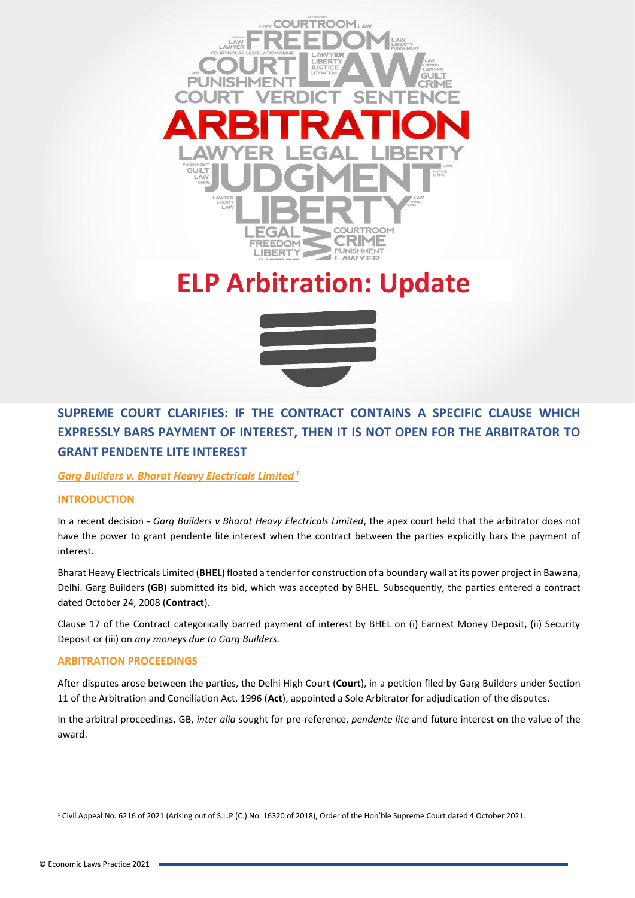# ELP Arbitration: Update

## SUPREME COURT CLARIFIES: IF THE CONTRACT CONTAINS A SPECIFIC CLAUSE WHICH EXPRESSLY BARS PAYMENT OF INTEREST, THEN IT IS NOT OPEN FOR THE ARBITRATOR TO GRANT PENDENTE LITE INTEREST

*Garg Builders v. Bharat Heavy Electricals Limited* [1]

### INTRODUCTION

In a recent decision - *Garg Builders v Bharat Heavy Electricals Limited*, the apex court held that the arbitrator does not have the power to grant pendente lite interest when the contract between the parties explicitly bars the payment of interest.

Bharat Heavy Electricals Limited (**BHEL**) floated a tender for construction of a boundary wall at its power project in Bawana, Delhi. Garg Builders (**GB**) submitted its bid, which was accepted by BHEL. Subsequently, the parties entered a contract dated October 24, 2008 (**Contract**).

Clause 17 of the Contract categorically barred payment of interest by BHEL on (i) Earnest Money Deposit, (ii) Security Deposit or (iii) on *any moneys due to Garg Builders*.

### ARBITRATION PROCEEDINGS

After disputes arose between the parties, the Delhi High Court (**Court**), in a petition filed by Garg Builders under Section 11 of the Arbitration and Conciliation Act, 1996 (**Act**), appointed a Sole Arbitrator for adjudication of the disputes.

In the arbitral proceedings, GB, *inter alia* sought for pre-reference, *pendente lite* and future interest on the value of the award.

[1] Civil Appeal No. 6216 of 2021 (Arising out of S.L.P (C.) No. 16320 of 2018), Order of the Hon'ble Supreme Court dated 4 October 2021.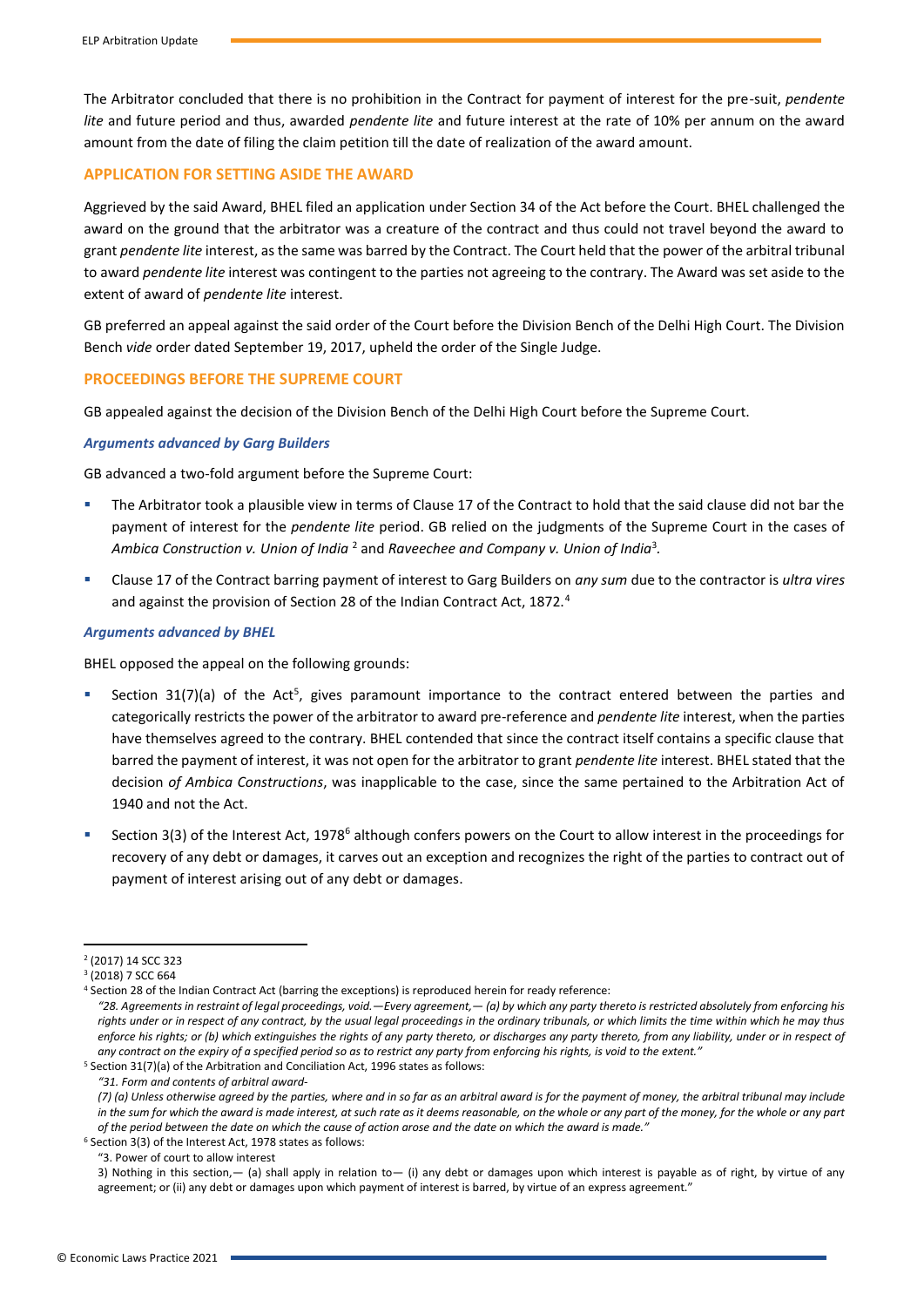The Arbitrator concluded that there is no prohibition in the Contract for payment of interest for the pre-suit, *pendente lite* and future period and thus, awarded *pendente lite* and future interest at the rate of 10% per annum on the award amount from the date of filing the claim petition till the date of realization of the award amount.

## APPLICATION FOR SETTING ASIDE THE AWARD

Aggrieved by the said Award, BHEL filed an application under Section 34 of the Act before the Court. BHEL challenged the award on the ground that the arbitrator was a creature of the contract and thus could not travel beyond the award to grant *pendente lite* interest, as the same was barred by the Contract. The Court held that the power of the arbitral tribunal to award *pendente lite* interest was contingent to the parties not agreeing to the contrary. The Award was set aside to the extent of award of *pendente lite* interest.

GB preferred an appeal against the said order of the Court before the Division Bench of the Delhi High Court. The Division Bench *vide* order dated September 19, 2017, upheld the order of the Single Judge.

## PROCEEDINGS BEFORE THE SUPREME COURT

GB appealed against the decision of the Division Bench of the Delhi High Court before the Supreme Court.

### *Arguments advanced by Garg Builders*

GB advanced a two-fold argument before the Supreme Court:

- The Arbitrator took a plausible view in terms of Clause 17 of the Contract to hold that the said clause did not bar the payment of interest for the *pendente lite* period. GB relied on the judgments of the Supreme Court in the cases of *Ambica Construction v. Union of India* [2] and *Raveechee and Company v. Union of India*[3].
- Clause 17 of the Contract barring payment of interest to Garg Builders on *any sum* due to the contractor is *ultra vires* and against the provision of Section 28 of the Indian Contract Act, 1872.[4]

### *Arguments advanced by BHEL*

BHEL opposed the appeal on the following grounds:

- Section 31(7)(a) of the Act[5], gives paramount importance to the contract entered between the parties and categorically restricts the power of the arbitrator to award pre-reference and *pendente lite* interest, when the parties have themselves agreed to the contrary. BHEL contended that since the contract itself contains a specific clause that barred the payment of interest, it was not open for the arbitrator to grant *pendente lite* interest. BHEL stated that the decision *of Ambica Constructions*, was inapplicable to the case, since the same pertained to the Arbitration Act of 1940 and not the Act.
- Section 3(3) of the Interest Act, 1978[6] although confers powers on the Court to allow interest in the proceedings for recovery of any debt or damages, it carves out an exception and recognizes the right of the parties to contract out of payment of interest arising out of any debt or damages.

---

[2] (2017) 14 SCC 323

[3] (2018) 7 SCC 664

[4] Section 28 of the Indian Contract Act (barring the exceptions) is reproduced herein for ready reference:
*"28. Agreements in restraint of legal proceedings, void.—Every agreement,— (a) by which any party thereto is restricted absolutely from enforcing his rights under or in respect of any contract, by the usual legal proceedings in the ordinary tribunals, or which limits the time within which he may thus enforce his rights; or (b) which extinguishes the rights of any party thereto, or discharges any party thereto, from any liability, under or in respect of any contract on the expiry of a specified period so as to restrict any party from enforcing his rights, is void to the extent."*

[5] Section 31(7)(a) of the Arbitration and Conciliation Act, 1996 states as follows:
*"31. Form and contents of arbitral award-*
*(7) (a) Unless otherwise agreed by the parties, where and in so far as an arbitral award is for the payment of money, the arbitral tribunal may include in the sum for which the award is made interest, at such rate as it deems reasonable, on the whole or any part of the money, for the whole or any part of the period between the date on which the cause of action arose and the date on which the award is made."*

[6] Section 3(3) of the Interest Act, 1978 states as follows:
"3. Power of court to allow interest
3) Nothing in this section,— (a) shall apply in relation to— (i) any debt or damages upon which interest is payable as of right, by virtue of any agreement; or (ii) any debt or damages upon which payment of interest is barred, by virtue of an express agreement."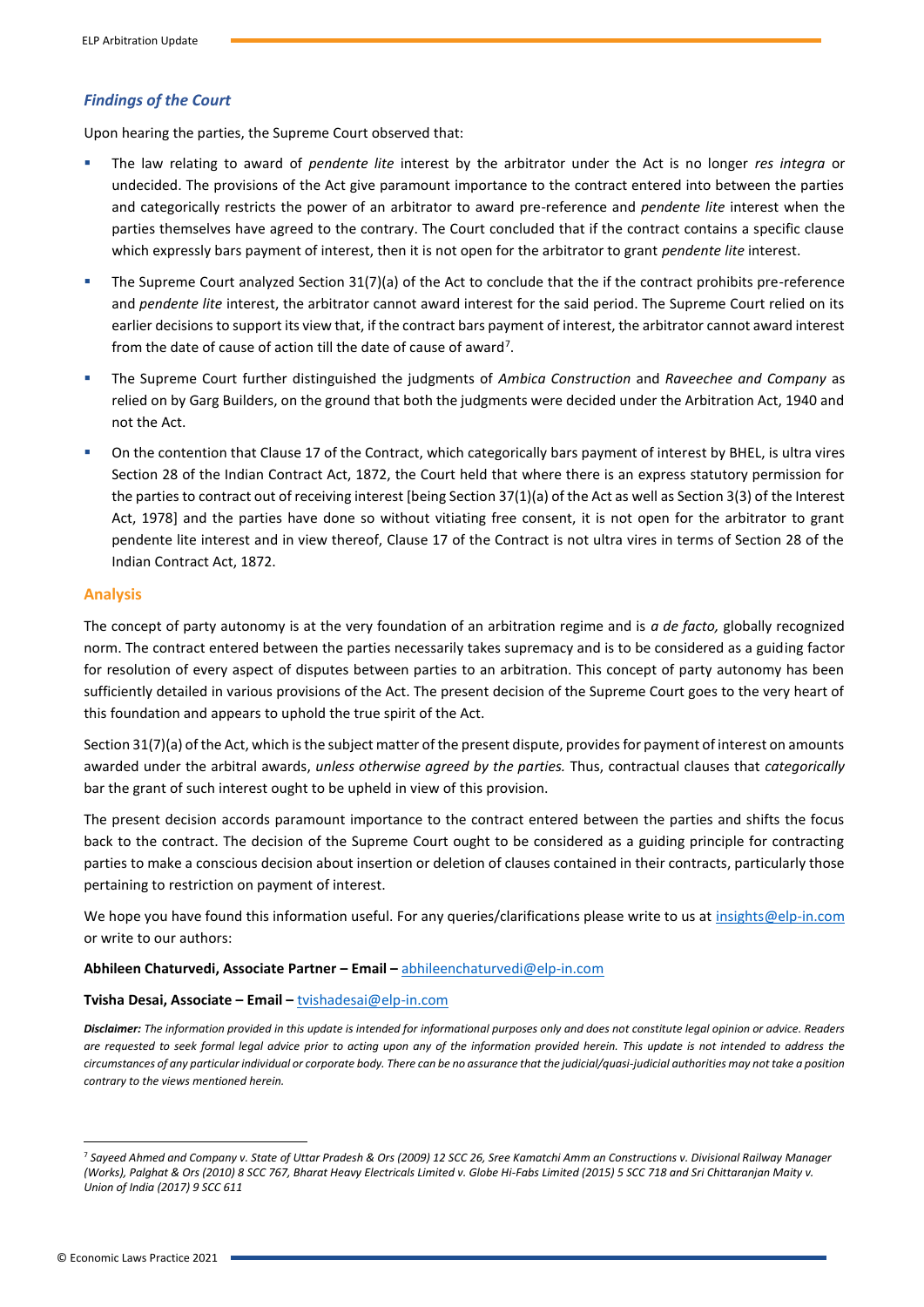### *Findings of the Court*

Upon hearing the parties, the Supreme Court observed that:

- The law relating to award of *pendente lite* interest by the arbitrator under the Act is no longer *res integra* or undecided. The provisions of the Act give paramount importance to the contract entered into between the parties and categorically restricts the power of an arbitrator to award pre-reference and *pendente lite* interest when the parties themselves have agreed to the contrary. The Court concluded that if the contract contains a specific clause which expressly bars payment of interest, then it is not open for the arbitrator to grant *pendente lite* interest.
- The Supreme Court analyzed Section 31(7)(a) of the Act to conclude that the if the contract prohibits pre-reference and *pendente lite* interest, the arbitrator cannot award interest for the said period. The Supreme Court relied on its earlier decisions to support its view that, if the contract bars payment of interest, the arbitrator cannot award interest from the date of cause of action till the date of cause of award[7].
- The Supreme Court further distinguished the judgments of *Ambica Construction* and *Raveechee and Company* as relied on by Garg Builders, on the ground that both the judgments were decided under the Arbitration Act, 1940 and not the Act.
- On the contention that Clause 17 of the Contract, which categorically bars payment of interest by BHEL, is ultra vires Section 28 of the Indian Contract Act, 1872, the Court held that where there is an express statutory permission for the parties to contract out of receiving interest [being Section 37(1)(a) of the Act as well as Section 3(3) of the Interest Act, 1978] and the parties have done so without vitiating free consent, it is not open for the arbitrator to grant pendente lite interest and in view thereof, Clause 17 of the Contract is not ultra vires in terms of Section 28 of the Indian Contract Act, 1872.

## Analysis

The concept of party autonomy is at the very foundation of an arbitration regime and is *a de facto,* globally recognized norm. The contract entered between the parties necessarily takes supremacy and is to be considered as a guiding factor for resolution of every aspect of disputes between parties to an arbitration. This concept of party autonomy has been sufficiently detailed in various provisions of the Act. The present decision of the Supreme Court goes to the very heart of this foundation and appears to uphold the true spirit of the Act.

Section 31(7)(a) of the Act, which is the subject matter of the present dispute, provides for payment of interest on amounts awarded under the arbitral awards, *unless otherwise agreed by the parties.* Thus, contractual clauses that *categorically* bar the grant of such interest ought to be upheld in view of this provision.

The present decision accords paramount importance to the contract entered between the parties and shifts the focus back to the contract. The decision of the Supreme Court ought to be considered as a guiding principle for contracting parties to make a conscious decision about insertion or deletion of clauses contained in their contracts, particularly those pertaining to restriction on payment of interest.

We hope you have found this information useful. For any queries/clarifications please write to us at insights@elp-in.com or write to our authors:

**Abhileen Chaturvedi, Associate Partner – Email –** abhileenchaturvedi@elp-in.com

**Tvisha Desai, Associate – Email –** tvishadesai@elp-in.com

***Disclaimer:*** *The information provided in this update is intended for informational purposes only and does not constitute legal opinion or advice. Readers are requested to seek formal legal advice prior to acting upon any of the information provided herein. This update is not intended to address the circumstances of any particular individual or corporate body. There can be no assurance that the judicial/quasi-judicial authorities may not take a position contrary to the views mentioned herein.*

---

[7] *Sayeed Ahmed and Company v. State of Uttar Pradesh & Ors (2009) 12 SCC 26, Sree Kamatchi Amm an Constructions v. Divisional Railway Manager (Works), Palghat & Ors (2010) 8 SCC 767, Bharat Heavy Electricals Limited v. Globe Hi-Fabs Limited (2015) 5 SCC 718 and Sri Chittaranjan Maity v. Union of India (2017) 9 SCC 611*